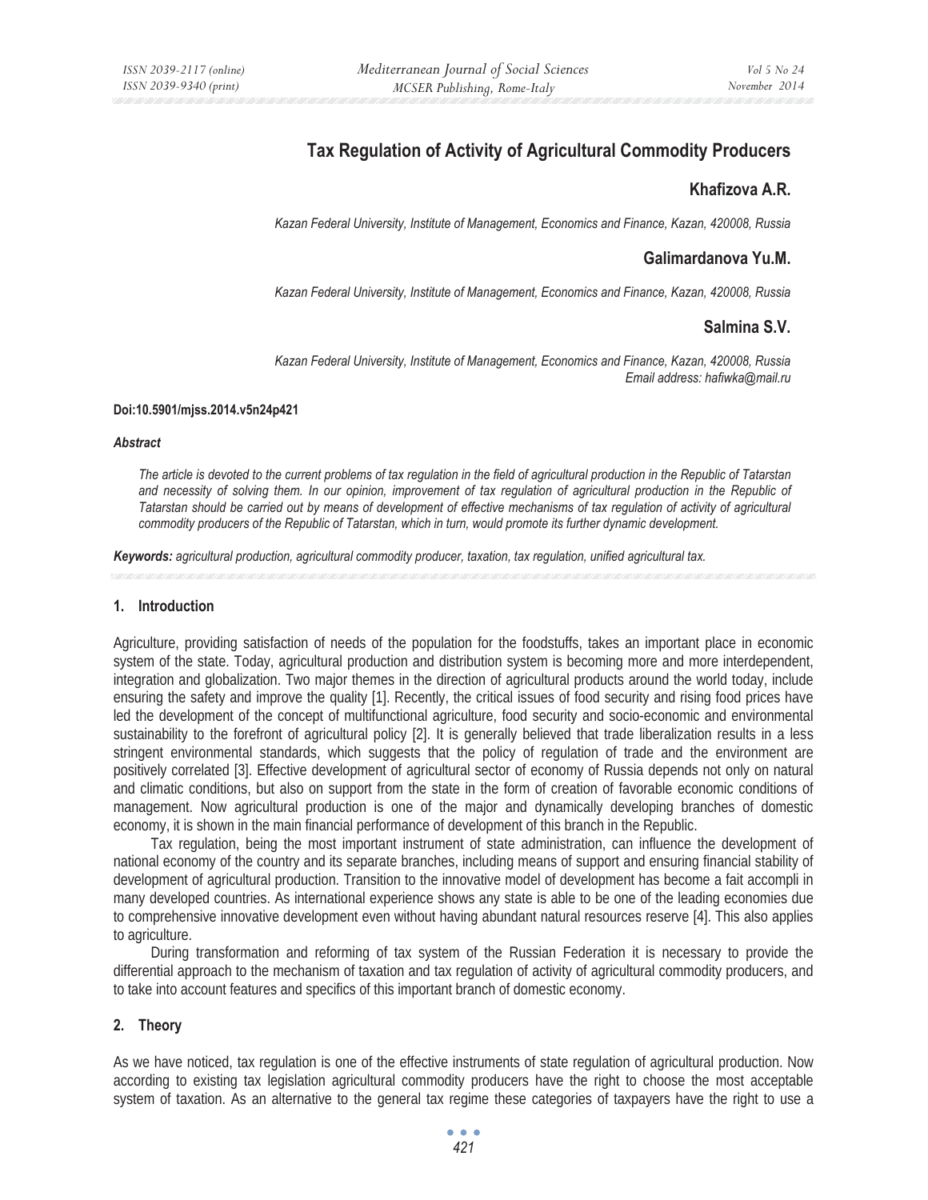# Tax Regulation of Activity of Agricultural Commodity Producers

**Khafizova A.R.**

*Kazan Federal University, Institute of Management, Economics and Finance, Kazan, 420008, Russia*

**Galimardanova Yu.M.**

*Kazan Federal University, Institute of Management, Economics and Finance, Kazan, 420008, Russia*

**Salmina S.V.**

*Kazan Federal University, Institute of Management, Economics and Finance, Kazan, 420008, Russia*
*Email address: hafiwka@mail.ru*

**Doi:10.5901/mjss.2014.v5n24p421**

***Abstract***

*The article is devoted to the current problems of tax regulation in the field of agricultural production in the Republic of Tatarstan and necessity of solving them. In our opinion, improvement of tax regulation of agricultural production in the Republic of Tatarstan should be carried out by means of development of effective mechanisms of tax regulation of activity of agricultural commodity producers of the Republic of Tatarstan, which in turn, would promote its further dynamic development.*

***Keywords:*** *agricultural production, agricultural commodity producer, taxation, tax regulation, unified agricultural tax.*

## 1. Introduction

Agriculture, providing satisfaction of needs of the population for the foodstuffs, takes an important place in economic system of the state. Today, agricultural production and distribution system is becoming more and more interdependent, integration and globalization. Two major themes in the direction of agricultural products around the world today, include ensuring the safety and improve the quality [1]. Recently, the critical issues of food security and rising food prices have led the development of the concept of multifunctional agriculture, food security and socio-economic and environmental sustainability to the forefront of agricultural policy [2]. It is generally believed that trade liberalization results in a less stringent environmental standards, which suggests that the policy of regulation of trade and the environment are positively correlated [3]. Effective development of agricultural sector of economy of Russia depends not only on natural and climatic conditions, but also on support from the state in the form of creation of favorable economic conditions of management. Now agricultural production is one of the major and dynamically developing branches of domestic economy, it is shown in the main financial performance of development of this branch in the Republic.

Tax regulation, being the most important instrument of state administration, can influence the development of national economy of the country and its separate branches, including means of support and ensuring financial stability of development of agricultural production. Transition to the innovative model of development has become a fait accompli in many developed countries. As international experience shows any state is able to be one of the leading economies due to comprehensive innovative development even without having abundant natural resources reserve [4]. This also applies to agriculture.

During transformation and reforming of tax system of the Russian Federation it is necessary to provide the differential approach to the mechanism of taxation and tax regulation of activity of agricultural commodity producers, and to take into account features and specifics of this important branch of domestic economy.

## 2. Theory

As we have noticed, tax regulation is one of the effective instruments of state regulation of agricultural production. Now according to existing tax legislation agricultural commodity producers have the right to choose the most acceptable system of taxation. As an alternative to the general tax regime these categories of taxpayers have the right to use a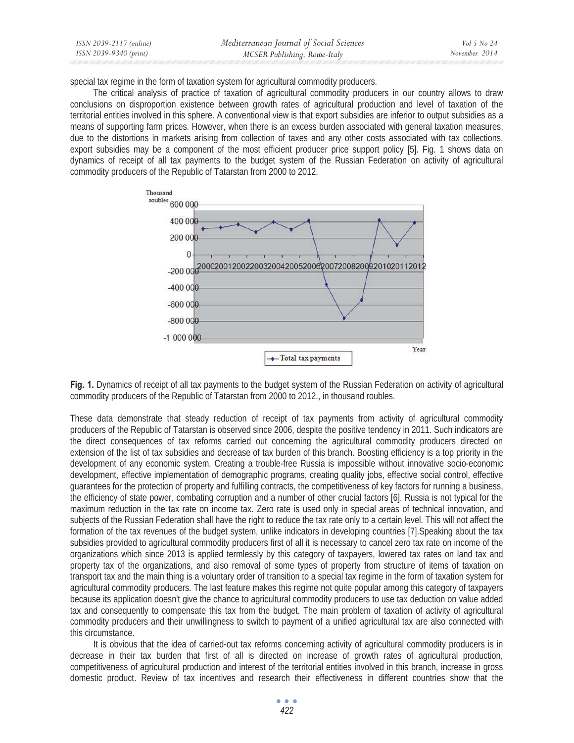special tax regime in the form of taxation system for agricultural commodity producers.

The critical analysis of practice of taxation of agricultural commodity producers in our country allows to draw conclusions on disproportion existence between growth rates of agricultural production and level of taxation of the territorial entities involved in this sphere. A conventional view is that export subsidies are inferior to output subsidies as a means of supporting farm prices. However, when there is an excess burden associated with general taxation measures, due to the distortions in markets arising from collection of taxes and any other costs associated with tax collections, export subsidies may be a component of the most efficient producer price support policy [5]. Fig. 1 shows data on dynamics of receipt of all tax payments to the budget system of the Russian Federation on activity of agricultural commodity producers of the Republic of Tatarstan from 2000 to 2012.

**Fig. 1.** Dynamics of receipt of all tax payments to the budget system of the Russian Federation on activity of agricultural commodity producers of the Republic of Tatarstan from 2000 to 2012., in thousand roubles.

These data demonstrate that steady reduction of receipt of tax payments from activity of agricultural commodity producers of the Republic of Tatarstan is observed since 2006, despite the positive tendency in 2011. Such indicators are the direct consequences of tax reforms carried out concerning the agricultural commodity producers directed on extension of the list of tax subsidies and decrease of tax burden of this branch. Boosting efficiency is a top priority in the development of any economic system. Creating a trouble-free Russia is impossible without innovative socio-economic development, effective implementation of demographic programs, creating quality jobs, effective social control, effective guarantees for the protection of property and fulfilling contracts, the competitiveness of key factors for running a business, the efficiency of state power, combating corruption and a number of other crucial factors [6]. Russia is not typical for the maximum reduction in the tax rate on income tax. Zero rate is used only in special areas of technical innovation, and subjects of the Russian Federation shall have the right to reduce the tax rate only to a certain level. This will not affect the formation of the tax revenues of the budget system, unlike indicators in developing countries [7].Speaking about the tax subsidies provided to agricultural commodity producers first of all it is necessary to cancel zero tax rate on income of the organizations which since 2013 is applied termlessly by this category of taxpayers, lowered tax rates on land tax and property tax of the organizations, and also removal of some types of property from structure of items of taxation on transport tax and the main thing is a voluntary order of transition to a special tax regime in the form of taxation system for agricultural commodity producers. The last feature makes this regime not quite popular among this category of taxpayers because its application doesn't give the chance to agricultural commodity producers to use tax deduction on value added tax and consequently to compensate this tax from the budget. The main problem of taxation of activity of agricultural commodity producers and their unwillingness to switch to payment of a unified agricultural tax are also connected with this circumstance.

It is obvious that the idea of carried-out tax reforms concerning activity of agricultural commodity producers is in decrease in their tax burden that first of all is directed on increase of growth rates of agricultural production, competitiveness of agricultural production and interest of the territorial entities involved in this branch, increase in gross domestic product. Review of tax incentives and research their effectiveness in different countries show that the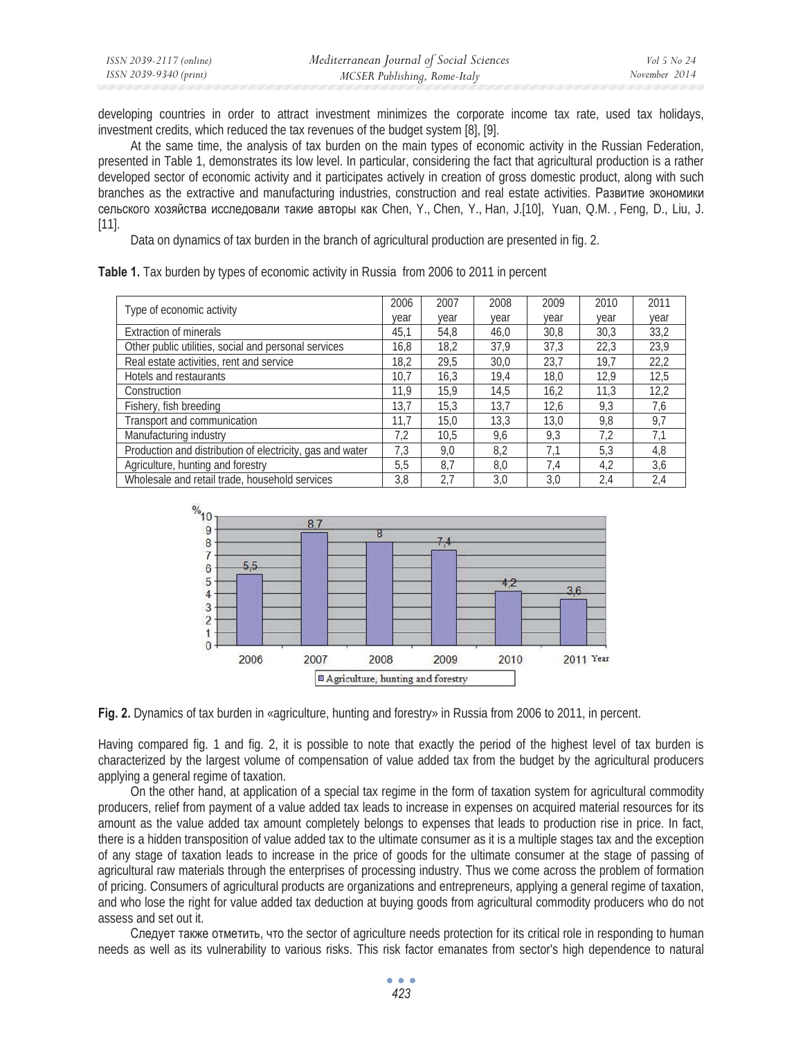developing countries in order to attract investment minimizes the corporate income tax rate, used tax holidays, investment credits, which reduced the tax revenues of the budget system [8], [9].

At the same time, the analysis of tax burden on the main types of economic activity in the Russian Federation, presented in Table 1, demonstrates its low level. In particular, considering the fact that agricultural production is a rather developed sector of economic activity and it participates actively in creation of gross domestic product, along with such branches as the extractive and manufacturing industries, construction and real estate activities. Развитие экономики сельского хозяйства исследовали такие авторы как Chen, Y., Chen, Y., Han, J.[10], Yuan, Q.M. , Feng, D., Liu, J. [11].

Data on dynamics of tax burden in the branch of agricultural production are presented in fig. 2.

**Table 1.** Tax burden by types of economic activity in Russia from 2006 to 2011 in percent

| Type of economic activity | 2006 year | 2007 year | 2008 year | 2009 year | 2010 year | 2011 year |
|---|---|---|---|---|---|---|
| Extraction of minerals | 45,1 | 54,8 | 46,0 | 30,8 | 30,3 | 33,2 |
| Other public utilities, social and personal services | 16,8 | 18,2 | 37,9 | 37,3 | 22,3 | 23,9 |
| Real estate activities, rent and service | 18,2 | 29,5 | 30,0 | 23,7 | 19,7 | 22,2 |
| Hotels and restaurants | 10,7 | 16,3 | 19,4 | 18,0 | 12,9 | 12,5 |
| Construction | 11,9 | 15,9 | 14,5 | 16,2 | 11,3 | 12,2 |
| Fishery, fish breeding | 13,7 | 15,3 | 13,7 | 12,6 | 9,3 | 7,6 |
| Transport and communication | 11,7 | 15,0 | 13,3 | 13,0 | 9,8 | 9,7 |
| Manufacturing industry | 7,2 | 10,5 | 9,6 | 9,3 | 7,2 | 7,1 |
| Production and distribution of electricity, gas and water | 7,3 | 9,0 | 8,2 | 7,1 | 5,3 | 4,8 |
| Agriculture, hunting and forestry | 5,5 | 8,7 | 8,0 | 7,4 | 4,2 | 3,6 |
| Wholesale and retail trade, household services | 3,8 | 2,7 | 3,0 | 3,0 | 2,4 | 2,4 |

**Fig. 2.** Dynamics of tax burden in «agriculture, hunting and forestry» in Russia from 2006 to 2011, in percent.

Having compared fig. 1 and fig. 2, it is possible to note that exactly the period of the highest level of tax burden is characterized by the largest volume of compensation of value added tax from the budget by the agricultural producers applying a general regime of taxation.

On the other hand, at application of a special tax regime in the form of taxation system for agricultural commodity producers, relief from payment of a value added tax leads to increase in expenses on acquired material resources for its amount as the value added tax amount completely belongs to expenses that leads to production rise in price. In fact, there is a hidden transposition of value added tax to the ultimate consumer as it is a multiple stages tax and the exception of any stage of taxation leads to increase in the price of goods for the ultimate consumer at the stage of passing of agricultural raw materials through the enterprises of processing industry. Thus we come across the problem of formation of pricing. Consumers of agricultural products are organizations and entrepreneurs, applying a general regime of taxation, and who lose the right for value added tax deduction at buying goods from agricultural commodity producers who do not assess and set out it.

Следует также отметить, что the sector of agriculture needs protection for its critical role in responding to human needs as well as its vulnerability to various risks. This risk factor emanates from sector's high dependence to natural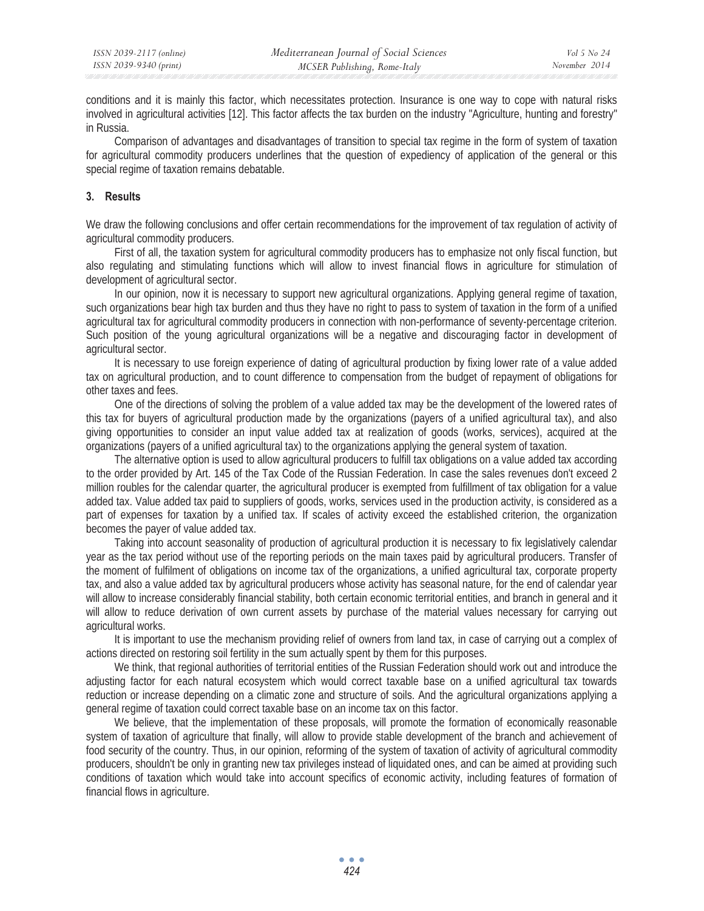conditions and it is mainly this factor, which necessitates protection. Insurance is one way to cope with natural risks involved in agricultural activities [12]. This factor affects the tax burden on the industry "Agriculture, hunting and forestry" in Russia.

Comparison of advantages and disadvantages of transition to special tax regime in the form of system of taxation for agricultural commodity producers underlines that the question of expediency of application of the general or this special regime of taxation remains debatable.

## 3. Results

We draw the following conclusions and offer certain recommendations for the improvement of tax regulation of activity of agricultural commodity producers.

First of all, the taxation system for agricultural commodity producers has to emphasize not only fiscal function, but also regulating and stimulating functions which will allow to invest financial flows in agriculture for stimulation of development of agricultural sector.

In our opinion, now it is necessary to support new agricultural organizations. Applying general regime of taxation, such organizations bear high tax burden and thus they have no right to pass to system of taxation in the form of a unified agricultural tax for agricultural commodity producers in connection with non-performance of seventy-percentage criterion. Such position of the young agricultural organizations will be a negative and discouraging factor in development of agricultural sector.

It is necessary to use foreign experience of dating of agricultural production by fixing lower rate of a value added tax on agricultural production, and to count difference to compensation from the budget of repayment of obligations for other taxes and fees.

One of the directions of solving the problem of a value added tax may be the development of the lowered rates of this tax for buyers of agricultural production made by the organizations (payers of a unified agricultural tax), and also giving opportunities to consider an input value added tax at realization of goods (works, services), acquired at the organizations (payers of a unified agricultural tax) to the organizations applying the general system of taxation.

The alternative option is used to allow agricultural producers to fulfill tax obligations on a value added tax according to the order provided by Art. 145 of the Tax Code of the Russian Federation. In case the sales revenues don't exceed 2 million roubles for the calendar quarter, the agricultural producer is exempted from fulfillment of tax obligation for a value added tax. Value added tax paid to suppliers of goods, works, services used in the production activity, is considered as a part of expenses for taxation by a unified tax. If scales of activity exceed the established criterion, the organization becomes the payer of value added tax.

Taking into account seasonality of production of agricultural production it is necessary to fix legislatively calendar year as the tax period without use of the reporting periods on the main taxes paid by agricultural producers. Transfer of the moment of fulfilment of obligations on income tax of the organizations, a unified agricultural tax, corporate property tax, and also a value added tax by agricultural producers whose activity has seasonal nature, for the end of calendar year will allow to increase considerably financial stability, both certain economic territorial entities, and branch in general and it will allow to reduce derivation of own current assets by purchase of the material values necessary for carrying out agricultural works.

It is important to use the mechanism providing relief of owners from land tax, in case of carrying out a complex of actions directed on restoring soil fertility in the sum actually spent by them for this purposes.

We think, that regional authorities of territorial entities of the Russian Federation should work out and introduce the adjusting factor for each natural ecosystem which would correct taxable base on a unified agricultural tax towards reduction or increase depending on a climatic zone and structure of soils. And the agricultural organizations applying a general regime of taxation could correct taxable base on an income tax on this factor.

We believe, that the implementation of these proposals, will promote the formation of economically reasonable system of taxation of agriculture that finally, will allow to provide stable development of the branch and achievement of food security of the country. Thus, in our opinion, reforming of the system of taxation of activity of agricultural commodity producers, shouldn't be only in granting new tax privileges instead of liquidated ones, and can be aimed at providing such conditions of taxation which would take into account specifics of economic activity, including features of formation of financial flows in agriculture.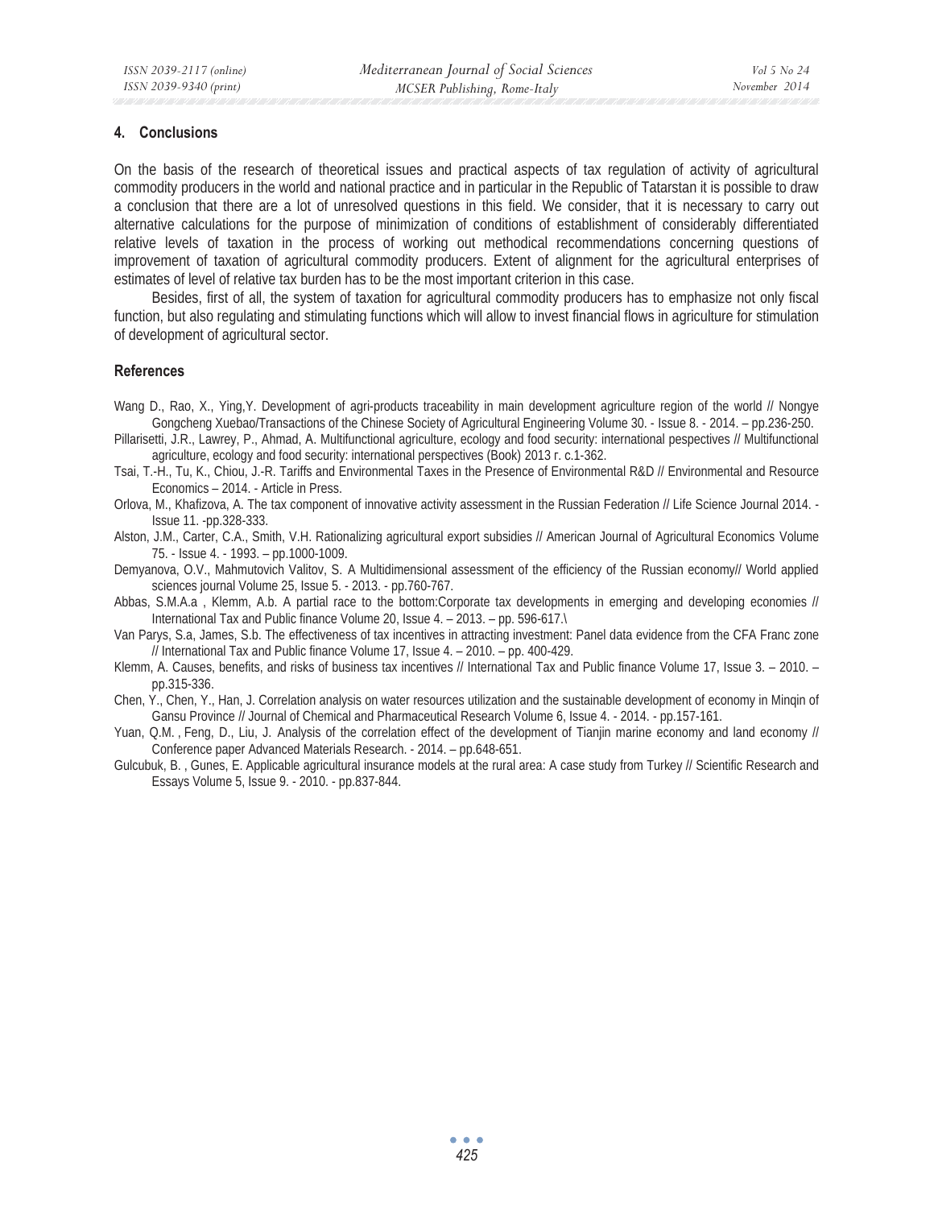## 4. Conclusions

On the basis of the research of theoretical issues and practical aspects of tax regulation of activity of agricultural commodity producers in the world and national practice and in particular in the Republic of Tatarstan it is possible to draw a conclusion that there are a lot of unresolved questions in this field. We consider, that it is necessary to carry out alternative calculations for the purpose of minimization of conditions of establishment of considerably differentiated relative levels of taxation in the process of working out methodical recommendations concerning questions of improvement of taxation of agricultural commodity producers. Extent of alignment for the agricultural enterprises of estimates of level of relative tax burden has to be the most important criterion in this case.

Besides, first of all, the system of taxation for agricultural commodity producers has to emphasize not only fiscal function, but also regulating and stimulating functions which will allow to invest financial flows in agriculture for stimulation of development of agricultural sector.

## References

Wang D., Rao, X., Ying,Y. Development of agri-products traceability in main development agriculture region of the world // Nongye Gongcheng Xuebao/Transactions of the Chinese Society of Agricultural Engineering Volume 30. - Issue 8. - 2014. – pp.236-250.

Pillarisetti, J.R., Lawrey, P., Ahmad, A. Multifunctional agriculture, ecology and food security: international pespectives // Multifunctional agriculture, ecology and food security: international perspectives (Book) 2013 г. c.1-362.

Tsai, T.-H., Tu, K., Chiou, J.-R. Tariffs and Environmental Taxes in the Presence of Environmental R&D // Environmental and Resource Economics – 2014. - Article in Press.

Orlova, M., Khafizova, A. The tax component of innovative activity assessment in the Russian Federation // Life Science Journal 2014. - Issue 11. -pp.328-333.

Alston, J.M., Carter, C.A., Smith, V.H. Rationalizing agricultural export subsidies // American Journal of Agricultural Economics Volume 75. - Issue 4. - 1993. – pp.1000-1009.

Demyanova, O.V., Mahmutovich Valitov, S. A Multidimensional assessment of the efficiency of the Russian economy// World applied sciences journal Volume 25, Issue 5. - 2013. - pp.760-767.

Abbas, S.M.A.a , Klemm, A.b. A partial race to the bottom:Corporate tax developments in emerging and developing economies // International Tax and Public finance Volume 20, Issue 4. – 2013. – pp. 596-617.\

Van Parys, S.a, James, S.b. The effectiveness of tax incentives in attracting investment: Panel data evidence from the CFA Franc zone // International Tax and Public finance Volume 17, Issue 4. – 2010. – pp. 400-429.

Klemm, A. Causes, benefits, and risks of business tax incentives // International Tax and Public finance Volume 17, Issue 3. – 2010. – pp.315-336.

Chen, Y., Chen, Y., Han, J. Correlation analysis on water resources utilization and the sustainable development of economy in Minqin of Gansu Province // Journal of Chemical and Pharmaceutical Research Volume 6, Issue 4. - 2014. - pp.157-161.

Yuan, Q.M. , Feng, D., Liu, J. Analysis of the correlation effect of the development of Tianjin marine economy and land economy // Conference paper Advanced Materials Research. - 2014. – pp.648-651.

Gulcubuk, B. , Gunes, E. Applicable agricultural insurance models at the rural area: A case study from Turkey // Scientific Research and Essays Volume 5, Issue 9. - 2010. - pp.837-844.